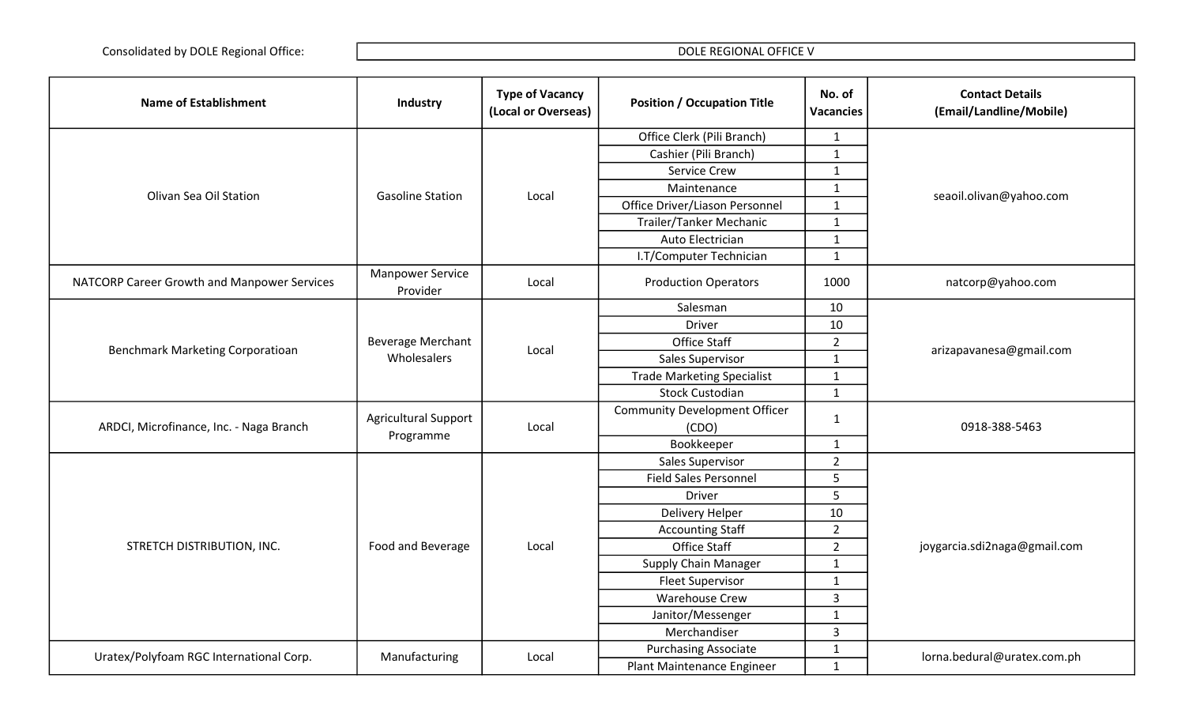Consolidated by DOLE Regional Office: DOLE REGIONAL OFFICE V

| Name of Establishment | Industry | Type of Vacancy (Local or Overseas) | Position / Occupation Title | No. of Vacancies | Contact Details (Email/Landline/Mobile) |
|---|---|---|---|---|---|
| Olivan Sea Oil Station | Gasoline Station | Local | Office Clerk (Pili Branch) | 1 | seaoil.olivan@yahoo.com |
| | | | Cashier (Pili Branch) | 1 | |
| | | | Service Crew | 1 | |
| | | | Maintenance | 1 | |
| | | | Office Driver/Liason Personnel | 1 | |
| | | | Trailer/Tanker Mechanic | 1 | |
| | | | Auto Electrician | 1 | |
| | | | I.T/Computer Technician | 1 | |
| NATCORP Career Growth and Manpower Services | Manpower Service Provider | Local | Production Operators | 1000 | natcorp@yahoo.com |
| Benchmark Marketing Corporatioan | Beverage Merchant Wholesalers | Local | Salesman | 10 | arizapavanesa@gmail.com |
| | | | Driver | 10 | |
| | | | Office Staff | 2 | |
| | | | Sales Supervisor | 1 | |
| | | | Trade Marketing Specialist | 1 | |
| | | | Stock Custodian | 1 | |
| ARDCI, Microfinance, Inc. - Naga Branch | Agricultural Support Programme | Local | Community Development Officer (CDO) | 1 | 0918-388-5463 |
| | | | Bookkeeper | 1 | |
| STRETCH DISTRIBUTION, INC. | Food and Beverage | Local | Sales Supervisor | 2 | joygarcia.sdi2naga@gmail.com |
| | | | Field Sales Personnel | 5 | |
| | | | Driver | 5 | |
| | | | Delivery Helper | 10 | |
| | | | Accounting Staff | 2 | |
| | | | Office Staff | 2 | |
| | | | Supply Chain Manager | 1 | |
| | | | Fleet Supervisor | 1 | |
| | | | Warehouse Crew | 3 | |
| | | | Janitor/Messenger | 1 | |
| | | | Merchandiser | 3 | |
| Uratex/Polyfoam RGC International Corp. | Manufacturing | Local | Purchasing Associate | 1 | lorna.bedural@uratex.com.ph |
| | | | Plant Maintenance Engineer | 1 | |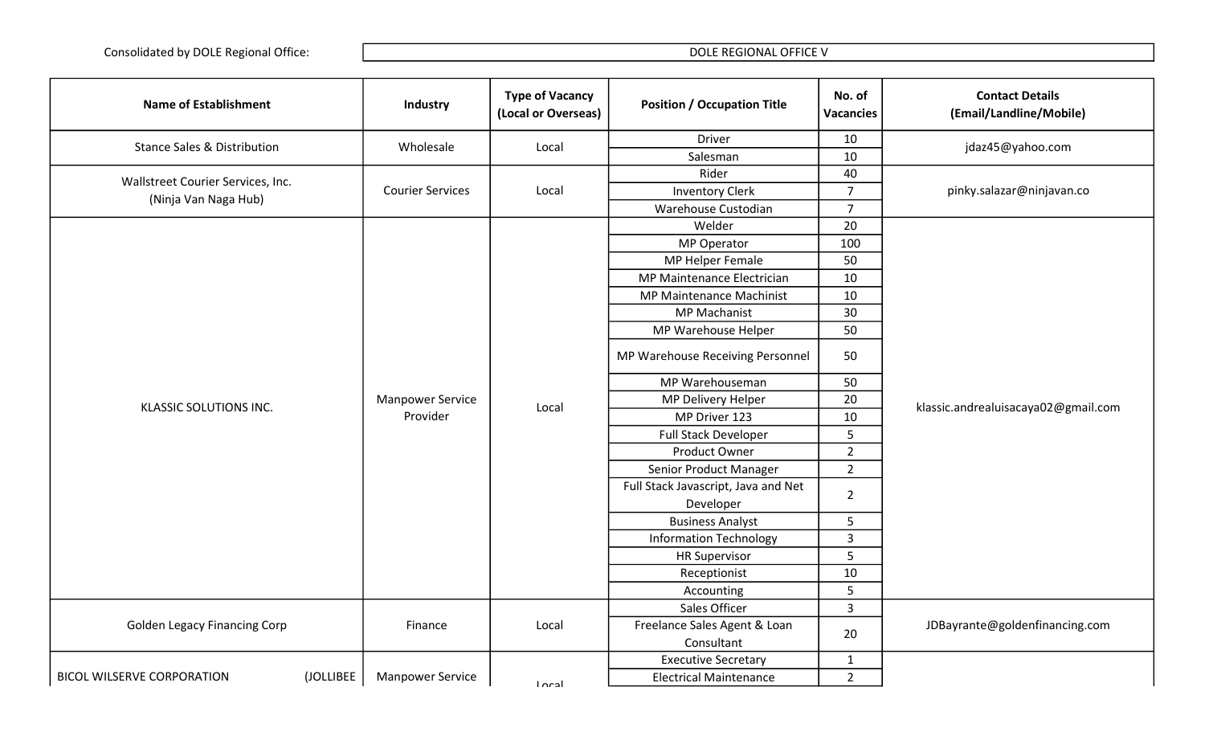Consolidated by DOLE Regional Office: DOLE REGIONAL OFFICE V

| Name of Establishment | Industry | Type of Vacancy (Local or Overseas) | Position / Occupation Title | No. of Vacancies | Contact Details (Email/Landline/Mobile) |
|---|---|---|---|---|---|
| Stance Sales & Distribution | Wholesale | Local | Driver | 10 | jdaz45@yahoo.com |
| | | | Salesman | 10 | |
| Wallstreet Courier Services, Inc. (Ninja Van Naga Hub) | Courier Services | Local | Rider | 40 | pinky.salazar@ninjavan.co |
| | | | Inventory Clerk | 7 | |
| | | | Warehouse Custodian | 7 | |
| KLASSIC SOLUTIONS INC. | Manpower Service Provider | Local | Welder | 20 | klassic.andrealuisacaya02@gmail.com |
| | | | MP Operator | 100 | |
| | | | MP Helper Female | 50 | |
| | | | MP Maintenance Electrician | 10 | |
| | | | MP Maintenance Machinist | 10 | |
| | | | MP Machanist | 30 | |
| | | | MP Warehouse Helper | 50 | |
| | | | MP Warehouse Receiving Personnel | 50 | |
| | | | MP Warehouseman | 50 | |
| | | | MP Delivery Helper | 20 | |
| | | | MP Driver 123 | 10 | |
| | | | Full Stack Developer | 5 | |
| | | | Product Owner | 2 | |
| | | | Senior Product Manager | 2 | |
| | | | Full Stack Javascript, Java and Net Developer | 2 | |
| | | | Business Analyst | 5 | |
| | | | Information Technology | 3 | |
| | | | HR Supervisor | 5 | |
| | | | Receptionist | 10 | |
| | | | Accounting | 5 | |
| Golden Legacy Financing Corp | Finance | Local | Sales Officer | 3 | JDBayrante@goldenfinancing.com |
| | | | Freelance Sales Agent & Loan Consultant | 20 | |
| BICOL WILSERVE CORPORATION (JOLLIBEE | Manpower Service | Local | Executive Secretary | 1 | |
| | | | Electrical Maintenance | 2 | |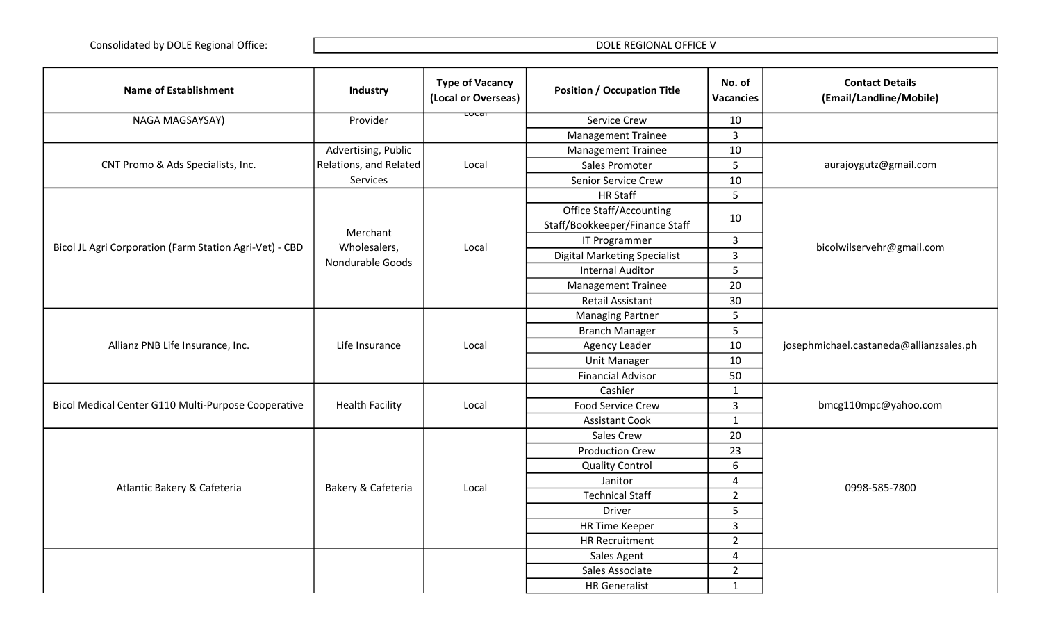Consolidated by DOLE Regional Office: DOLE REGIONAL OFFICE V

| Name of Establishment | Industry | Type of Vacancy (Local or Overseas) | Position / Occupation Title | No. of Vacancies | Contact Details (Email/Landline/Mobile) |
|---|---|---|---|---|---|
| NAGA MAGSAYSAY) | Provider | Local | Service Crew | 10 | |
| | | | Management Trainee | 3 | |
| CNT Promo & Ads Specialists, Inc. | Advertising, Public Relations, and Related Services | Local | Management Trainee | 10 | aurajoygutz@gmail.com |
| | | | Sales Promoter | 5 | |
| | | | Senior Service Crew | 10 | |
| Bicol JL Agri Corporation (Farm Station Agri-Vet) - CBD | Merchant Wholesalers, Nondurable Goods | Local | HR Staff | 5 | bicolwilservehr@gmail.com |
| | | | Office Staff/Accounting Staff/Bookkeeper/Finance Staff | 10 | |
| | | | IT Programmer | 3 | |
| | | | Digital Marketing Specialist | 3 | |
| | | | Internal Auditor | 5 | |
| | | | Management Trainee | 20 | |
| | | | Retail Assistant | 30 | |
| Allianz PNB Life Insurance, Inc. | Life Insurance | Local | Managing Partner | 5 | josephmichael.castaneda@allianzsales.ph |
| | | | Branch Manager | 5 | |
| | | | Agency Leader | 10 | |
| | | | Unit Manager | 10 | |
| | | | Financial Advisor | 50 | |
| Bicol Medical Center G110 Multi-Purpose Cooperative | Health Facility | Local | Cashier | 1 | bmcg110mpc@yahoo.com |
| | | | Food Service Crew | 3 | |
| | | | Assistant Cook | 1 | |
| Atlantic Bakery & Cafeteria | Bakery & Cafeteria | Local | Sales Crew | 20 | 0998-585-7800 |
| | | | Production Crew | 23 | |
| | | | Quality Control | 6 | |
| | | | Janitor | 4 | |
| | | | Technical Staff | 2 | |
| | | | Driver | 5 | |
| | | | HR Time Keeper | 3 | |
| | | | HR Recruitment | 2 | |
| | | | Sales Agent | 4 | |
| | | | Sales Associate | 2 | |
| | | | HR Generalist | 1 | |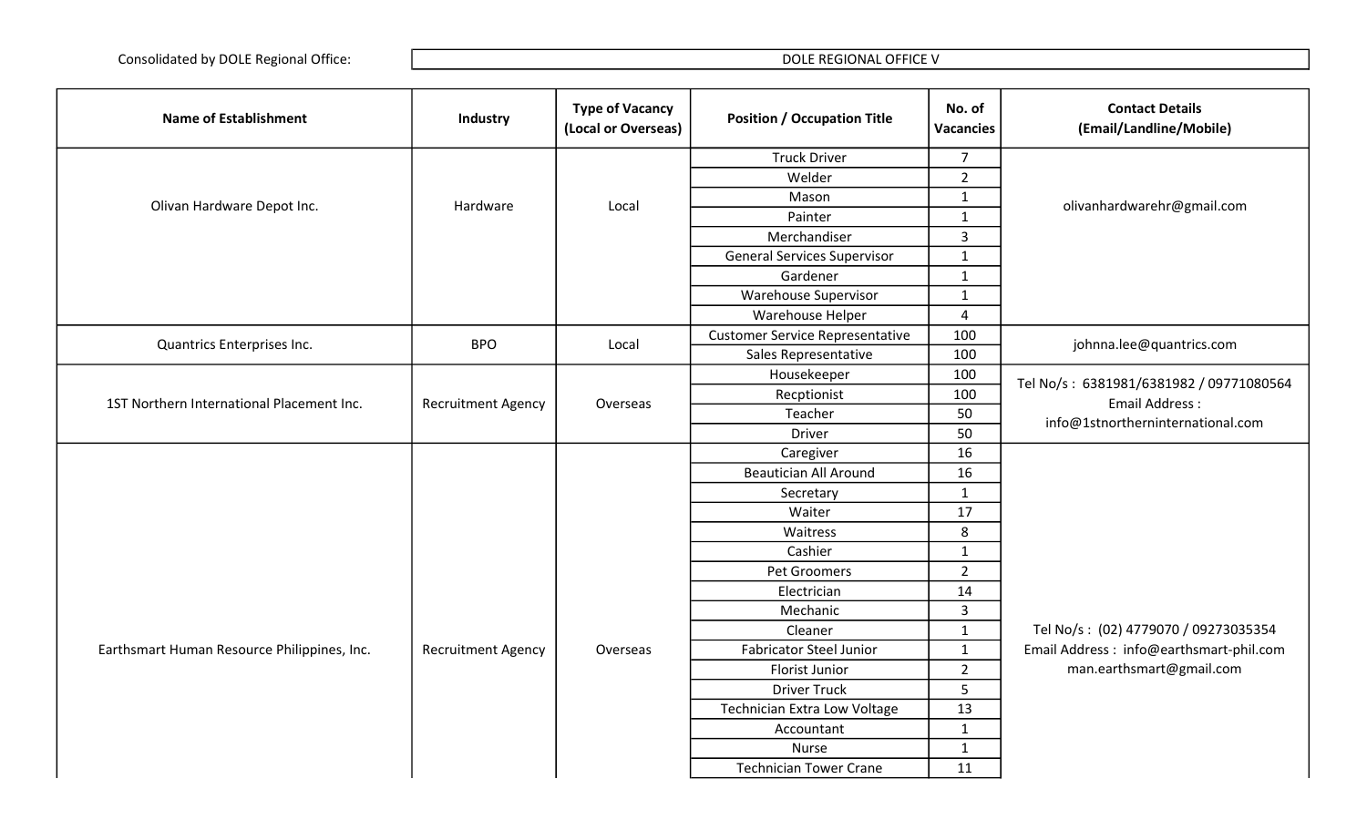| Consolidated by DOLE Regional Office: | DOLE REGIONAL OFFICE V |
|---|---|

| Name of Establishment | Industry | Type of Vacancy (Local or Overseas) | Position / Occupation Title | No. of Vacancies | Contact Details (Email/Landline/Mobile) |
|---|---|---|---|---|---|
| Olivan Hardware Depot Inc. | Hardware | Local | Truck Driver | 7 | olivanhardwarehr@gmail.com |
| | | | Welder | 2 | |
| | | | Mason | 1 | |
| | | | Painter | 1 | |
| | | | Merchandiser | 3 | |
| | | | General Services Supervisor | 1 | |
| | | | Gardener | 1 | |
| | | | Warehouse Supervisor | 1 | |
| | | | Warehouse Helper | 4 | |
| Quantrics Enterprises Inc. | BPO | Local | Customer Service Representative | 100 | johnna.lee@quantrics.com |
| | | | Sales Representative | 100 | |
| 1ST Northern International Placement Inc. | Recruitment Agency | Overseas | Housekeeper | 100 | Tel No/s : 6381981/6381982 / 09771080564 Email Address : info@1stnortherninternational.com |
| | | | Recptionist | 100 | |
| | | | Teacher | 50 | |
| | | | Driver | 50 | |
| Earthsmart Human Resource Philippines, Inc. | Recruitment Agency | Overseas | Caregiver | 16 | Tel No/s : (02) 4779070 / 09273035354 Email Address : info@earthsmart-phil.com man.earthsmart@gmail.com |
| | | | Beautician All Around | 16 | |
| | | | Secretary | 1 | |
| | | | Waiter | 17 | |
| | | | Waitress | 8 | |
| | | | Cashier | 1 | |
| | | | Pet Groomers | 2 | |
| | | | Electrician | 14 | |
| | | | Mechanic | 3 | |
| | | | Cleaner | 1 | |
| | | | Fabricator Steel Junior | 1 | |
| | | | Florist Junior | 2 | |
| | | | Driver Truck | 5 | |
| | | | Technician Extra Low Voltage | 13 | |
| | | | Accountant | 1 | |
| | | | Nurse | 1 | |
| | | | Technician Tower Crane | 11 | |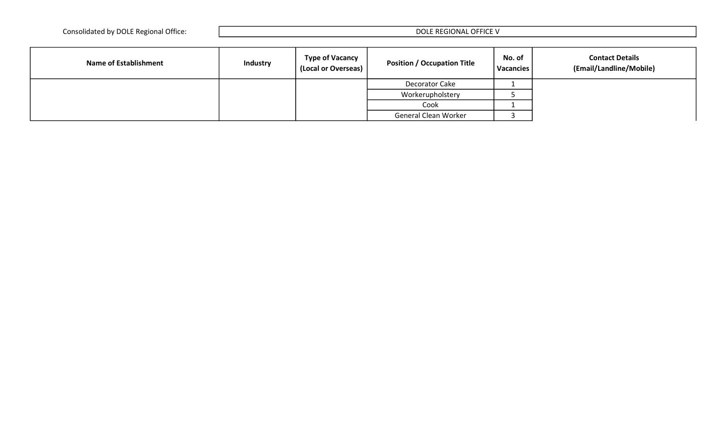Consolidated by DOLE Regional Office: DOLE REGIONAL OFFICE V

| Name of Establishment | Industry | Type of Vacancy (Local or Overseas) | Position / Occupation Title | No. of Vacancies | Contact Details (Email/Landline/Mobile) |
|---|---|---|---|---|---|
| | | | Decorator Cake | 1 | |
| | | | Workerupholstery | 5 | |
| | | | Cook | 1 | |
| | | | General Clean Worker | 3 | |